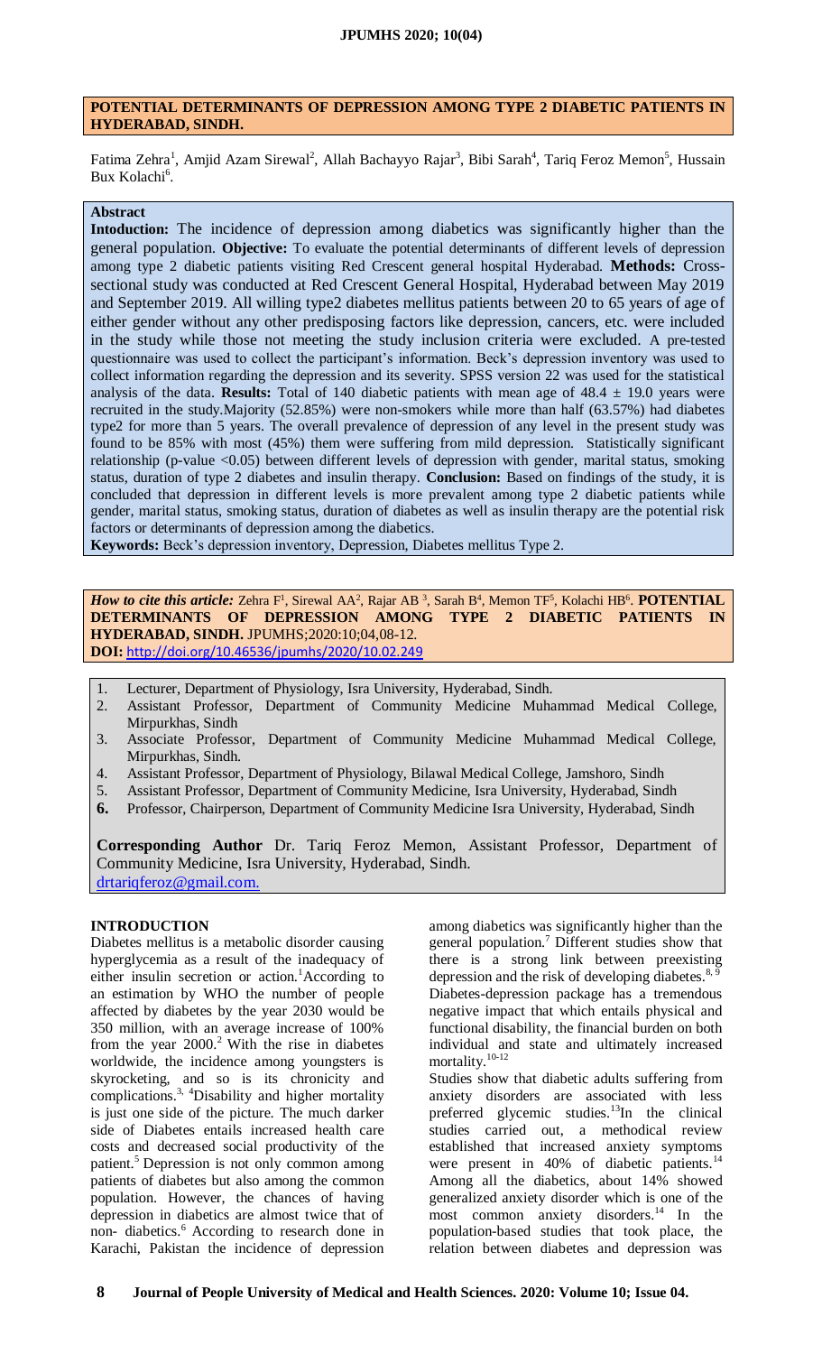# POTENTIAL DETERMINANTS OF DEPRESSION AMONG TYPE 2 DIABETIC PATIENTS IN HYDERABAD, SINDH.

Fatima Zehra[1], Amjid Azam Sirewal[2], Allah Bachayyo Rajar[3], Bibi Sarah[4], Tariq Feroz Memon[5], Hussain Bux Kolachi[6].

**Abstract**

**Intoduction:** The incidence of depression among diabetics was significantly higher than the general population. **Objective:** To evaluate the potential determinants of different levels of depression among type 2 diabetic patients visiting Red Crescent general hospital Hyderabad. **Methods:** Cross-sectional study was conducted at Red Crescent General Hospital, Hyderabad between May 2019 and September 2019. All willing type2 diabetes mellitus patients between 20 to 65 years of age of either gender without any other predisposing factors like depression, cancers, etc. were included in the study while those not meeting the study inclusion criteria were excluded. A pre-tested questionnaire was used to collect the participant's information. Beck's depression inventory was used to collect information regarding the depression and its severity. SPSS version 22 was used for the statistical analysis of the data. **Results:** Total of 140 diabetic patients with mean age of 48.4 ± 19.0 years were recruited in the study.Majority (52.85%) were non-smokers while more than half (63.57%) had diabetes type2 for more than 5 years. The overall prevalence of depression of any level in the present study was found to be 85% with most (45%) them were suffering from mild depression. Statistically significant relationship (p-value <0.05) between different levels of depression with gender, marital status, smoking status, duration of type 2 diabetes and insulin therapy. **Conclusion:** Based on findings of the study, it is concluded that depression in different levels is more prevalent among type 2 diabetic patients while gender, marital status, smoking status, duration of diabetes as well as insulin therapy are the potential risk factors or determinants of depression among the diabetics.

**Keywords:** Beck's depression inventory, Depression, Diabetes mellitus Type 2.

***How to cite this article:*** Zehra F[1], Sirewal AA[2], Rajar AB [3], Sarah B[4], Memon TF[5], Kolachi HB[6]. **POTENTIAL DETERMINANTS OF DEPRESSION AMONG TYPE 2 DIABETIC PATIENTS IN HYDERABAD, SINDH.** JPUMHS;2020:10;04,08-12.
**DOI:** http://doi.org/10.46536/jpumhs/2020/10.02.249

1. Lecturer, Department of Physiology, Isra University, Hyderabad, Sindh.
2. Assistant Professor, Department of Community Medicine Muhammad Medical College, Mirpurkhas, Sindh
3. Associate Professor, Department of Community Medicine Muhammad Medical College, Mirpurkhas, Sindh.
4. Assistant Professor, Department of Physiology, Bilawal Medical College, Jamshoro, Sindh
5. Assistant Professor, Department of Community Medicine, Isra University, Hyderabad, Sindh
6. Professor, Chairperson, Department of Community Medicine Isra University, Hyderabad, Sindh

**Corresponding Author** Dr. Tariq Feroz Memon, Assistant Professor, Department of Community Medicine, Isra University, Hyderabad, Sindh.
drtariqferoz@gmail.com.

## INTRODUCTION

Diabetes mellitus is a metabolic disorder causing hyperglycemia as a result of the inadequacy of either insulin secretion or action.[1]According to an estimation by WHO the number of people affected by diabetes by the year 2030 would be 350 million, with an average increase of 100% from the year 2000.[2] With the rise in diabetes worldwide, the incidence among youngsters is skyrocketing, and so is its chronicity and complications.[3, 4]Disability and higher mortality is just one side of the picture. The much darker side of Diabetes entails increased health care costs and decreased social productivity of the patient.[5] Depression is not only common among patients of diabetes but also among the common population. However, the chances of having depression in diabetics are almost twice that of non- diabetics.[6] According to research done in Karachi, Pakistan the incidence of depression among diabetics was significantly higher than the general population.[7] Different studies show that there is a strong link between preexisting depression and the risk of developing diabetes.[8, 9] Diabetes-depression package has a tremendous negative impact that which entails physical and functional disability, the financial burden on both individual and state and ultimately increased mortality.[10-12]

Studies show that diabetic adults suffering from anxiety disorders are associated with less preferred glycemic studies.[13]In the clinical studies carried out, a methodical review established that increased anxiety symptoms were present in 40% of diabetic patients.[14] Among all the diabetics, about 14% showed generalized anxiety disorder which is one of the most common anxiety disorders.[14] In the population-based studies that took place, the relation between diabetes and depression was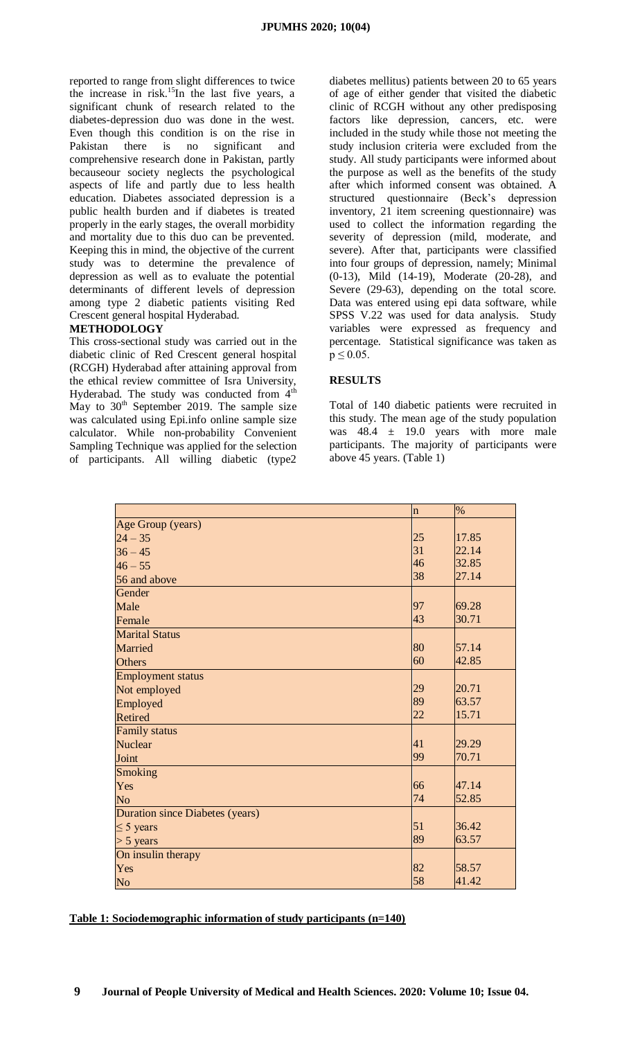reported to range from slight differences to twice the increase in risk.[15] In the last five years, a significant chunk of research related to the diabetes-depression duo was done in the west. Even though this condition is on the rise in Pakistan there is no significant and comprehensive research done in Pakistan, partly becauseour society neglects the psychological aspects of life and partly due to less health education. Diabetes associated depression is a public health burden and if diabetes is treated properly in the early stages, the overall morbidity and mortality due to this duo can be prevented. Keeping this in mind, the objective of the current study was to determine the prevalence of depression as well as to evaluate the potential determinants of different levels of depression among type 2 diabetic patients visiting Red Crescent general hospital Hyderabad.

## METHODOLOGY

This cross-sectional study was carried out in the diabetic clinic of Red Crescent general hospital (RCGH) Hyderabad after attaining approval from the ethical review committee of Isra University, Hyderabad. The study was conducted from 4th May to 30th September 2019. The sample size was calculated using Epi.info online sample size calculator. While non-probability Convenient Sampling Technique was applied for the selection of participants. All willing diabetic (type2 diabetes mellitus) patients between 20 to 65 years of age of either gender that visited the diabetic clinic of RCGH without any other predisposing factors like depression, cancers, etc. were included in the study while those not meeting the study inclusion criteria were excluded from the study. All study participants were informed about the purpose as well as the benefits of the study after which informed consent was obtained. A structured questionnaire (Beck's depression inventory, 21 item screening questionnaire) was used to collect the information regarding the severity of depression (mild, moderate, and severe). After that, participants were classified into four groups of depression, namely; Minimal (0-13), Mild (14-19), Moderate (20-28), and Severe (29-63), depending on the total score. Data was entered using epi data software, while SPSS V.22 was used for data analysis. Study variables were expressed as frequency and percentage. Statistical significance was taken as $p \leq 0.05$.

## RESULTS

Total of 140 diabetic patients were recruited in this study. The mean age of the study population was $48.4 \pm 19.0$ years with more male participants. The majority of participants were above 45 years. (Table 1)

| | n | % |
|---|---|---|
| Age Group (years) | | |
| 24 – 35 | 25 | 17.85 |
| 36 – 45 | 31 | 22.14 |
| 46 – 55 | 46 | 32.85 |
| 56 and above | 38 | 27.14 |
| Gender | | |
| Male | 97 | 69.28 |
| Female | 43 | 30.71 |
| Marital Status | | |
| Married | 80 | 57.14 |
| Others | 60 | 42.85 |
| Employment status | | |
| Not employed | 29 | 20.71 |
| Employed | 89 | 63.57 |
| Retired | 22 | 15.71 |
| Family status | | |
| Nuclear | 41 | 29.29 |
| Joint | 99 | 70.71 |
| Smoking | | |
| Yes | 66 | 47.14 |
| No | 74 | 52.85 |
| Duration since Diabetes (years) | | |
| ≤ 5 years | 51 | 36.42 |
| > 5 years | 89 | 63.57 |
| On insulin therapy | | |
| Yes | 82 | 58.57 |
| No | 58 | 41.42 |

**Table 1: Sociodemographic information of study participants (n=140)**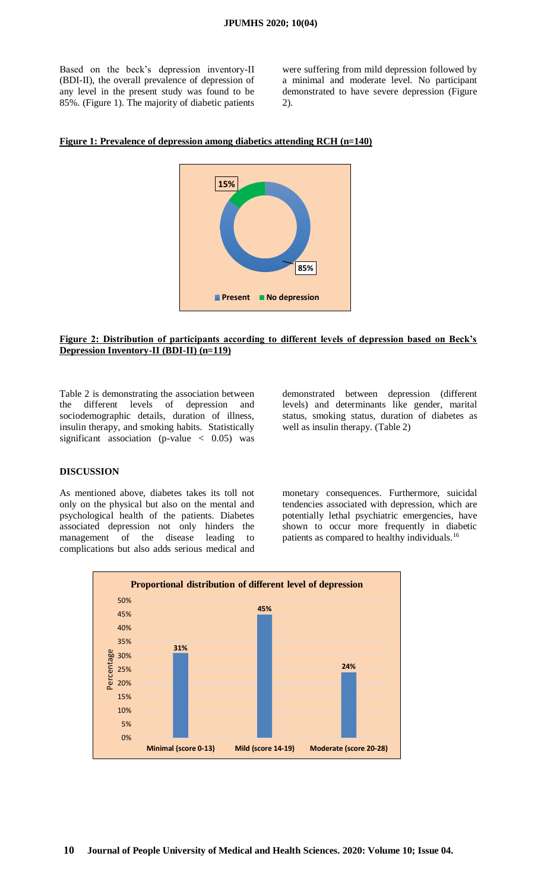Based on the beck's depression inventory-II (BDI-II), the overall prevalence of depression of any level in the present study was found to be 85%. (Figure 1). The majority of diabetic patients were suffering from mild depression followed by a minimal and moderate level. No participant demonstrated to have severe depression (Figure 2).

**Figure 1: Prevalence of depression among diabetics attending RCH (n=140)**

15%

85%

Present   No depression

**Figure 2: Distribution of participants according to different levels of depression based on Beck's Depression Inventory-II (BDI-II) (n=119)**

Table 2 is demonstrating the association between the different levels of depression and sociodemographic details, duration of illness, insulin therapy, and smoking habits. Statistically significant association ($p$-value $< 0.05$) was demonstrated between depression (different levels) and determinants like gender, marital status, smoking status, duration of diabetes as well as insulin therapy. (Table 2)

## DISCUSSION

As mentioned above, diabetes takes its toll not only on the physical but also on the mental and psychological health of the patients. Diabetes associated depression not only hinders the management of the disease leading to complications but also adds serious medical and monetary consequences. Furthermore, suicidal tendencies associated with depression, which are potentially lethal psychiatric emergencies, have shown to occur more frequently in diabetic patients as compared to healthy individuals.[16]

**Proportional distribution of different level of depression**

| Level | Percentage |
|---|---|
| Minimal (score 0-13) | 31% |
| Mild (score 14-19) | 45% |
| Moderate (score 20-28) | 24% |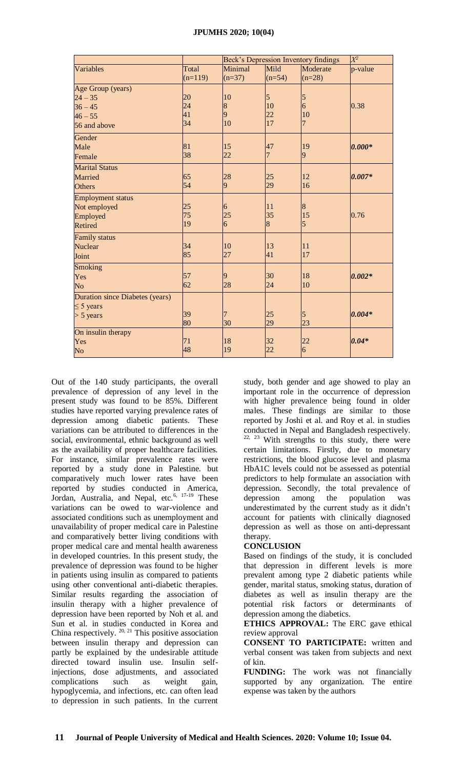| | | Beck's Depression Inventory findings | | | $X^2$ |
|---|---|---|---|---|---|
| Variables | Total (n=119) | Minimal (n=37) | Mild (n=54) | Moderate (n=28) | p-value |
| **Age Group (years)** | | | | | |
| 24 – 35 | 20 | 10 | 5 | 5 | |
| 36 – 45 | 24 | 8 | 10 | 6 | 0.38 |
| 46 – 55 | 41 | 9 | 22 | 10 | |
| 56 and above | 34 | 10 | 17 | 7 | |
| **Gender** | | | | | |
| Male | 81 | 15 | 47 | 19 | ***0.000**** |
| Female | 38 | 22 | 7 | 9 | |
| **Marital Status** | | | | | |
| Married | 65 | 28 | 25 | 12 | ***0.007**** |
| Others | 54 | 9 | 29 | 16 | |
| **Employment status** | | | | | |
| Not employed | 25 | 6 | 11 | 8 | |
| Employed | 75 | 25 | 35 | 15 | 0.76 |
| Retired | 19 | 6 | 8 | 5 | |
| **Family status** | | | | | |
| Nuclear | 34 | 10 | 13 | 11 | |
| Joint | 85 | 27 | 41 | 17 | |
| **Smoking** | | | | | |
| Yes | 57 | 9 | 30 | 18 | ***0.002**** |
| No | 62 | 28 | 24 | 10 | |
| **Duration since Diabetes (years)** | | | | | |
| ≤ 5 years | 39 | 7 | 25 | 5 | ***0.004**** |
| > 5 years | 80 | 30 | 29 | 23 | |
| **On insulin therapy** | | | | | |
| Yes | 71 | 18 | 32 | 22 | ***0.04**** |
| No | 48 | 19 | 22 | 6 | |

Out of the 140 study participants, the overall prevalence of depression of any level in the present study was found to be 85%. Different studies have reported varying prevalence rates of depression among diabetic patients. These variations can be attributed to differences in the social, environmental, ethnic background as well as the availability of proper healthcare facilities. For instance, similar prevalence rates were reported by a study done in Palestine. but comparatively much lower rates have been reported by studies conducted in America, Jordan, Australia, and Nepal, etc.[6, 17-19] These variations can be owed to war-violence and associated conditions such as unemployment and unavailability of proper medical care in Palestine and comparatively better living conditions with proper medical care and mental health awareness in developed countries. In this present study, the prevalence of depression was found to be higher in patients using insulin as compared to patients using other conventional anti-diabetic therapies. Similar results regarding the association of insulin therapy with a higher prevalence of depression have been reported by Noh et al. and Sun et al. in studies conducted in Korea and China respectively.[20, 21] This positive association between insulin therapy and depression can partly be explained by the undesirable attitude directed toward insulin use. Insulin self-injections, dose adjustments, and associated complications such as weight gain, hypoglycemia, and infections, etc. can often lead to depression in such patients. In the current study, both gender and age showed to play an important role in the occurrence of depression with higher prevalence being found in older males. These findings are similar to those reported by Joshi et al. and Roy et al. in studies conducted in Nepal and Bangladesh respectively.[22, 23] With strengths to this study, there were certain limitations. Firstly, due to monetary restrictions, the blood glucose level and plasma HbA1C levels could not be assessed as potential predictors to help formulate an association with depression. Secondly, the total prevalence of depression among the population was underestimated by the current study as it didn't account for patients with clinically diagnosed depression as well as those on anti-depressant therapy.

## CONCLUSION

Based on findings of the study, it is concluded that depression in different levels is more prevalent among type 2 diabetic patients while gender, marital status, smoking status, duration of diabetes as well as insulin therapy are the potential risk factors or determinants of depression among the diabetics.

**ETHICS APPROVAL:** The ERC gave ethical review approval

**CONSENT TO PARTICIPATE:** written and verbal consent was taken from subjects and next of kin.

**FUNDING:** The work was not financially supported by any organization. The entire expense was taken by the authors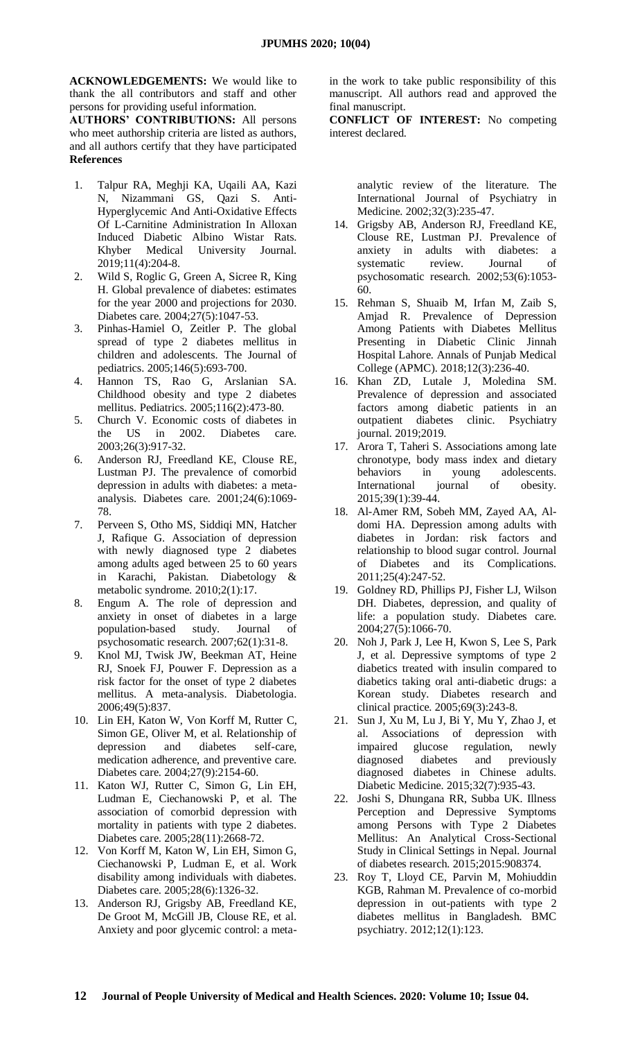**ACKNOWLEDGEMENTS:** We would like to thank the all contributors and staff and other persons for providing useful information.

**AUTHORS' CONTRIBUTIONS:** All persons who meet authorship criteria are listed as authors, and all authors certify that they have participated in the work to take public responsibility of this manuscript. All authors read and approved the final manuscript.

**CONFLICT OF INTEREST:** No competing interest declared.

**References**

1. Talpur RA, Meghji KA, Uqaili AA, Kazi N, Nizammani GS, Qazi S. Anti-Hyperglycemic And Anti-Oxidative Effects Of L-Carnitine Administration In Alloxan Induced Diabetic Albino Wistar Rats. Khyber Medical University Journal. 2019;11(4):204-8.
2. Wild S, Roglic G, Green A, Sicree R, King H. Global prevalence of diabetes: estimates for the year 2000 and projections for 2030. Diabetes care. 2004;27(5):1047-53.
3. Pinhas-Hamiel O, Zeitler P. The global spread of type 2 diabetes mellitus in children and adolescents. The Journal of pediatrics. 2005;146(5):693-700.
4. Hannon TS, Rao G, Arslanian SA. Childhood obesity and type 2 diabetes mellitus. Pediatrics. 2005;116(2):473-80.
5. Church V. Economic costs of diabetes in the US in 2002. Diabetes care. 2003;26(3):917-32.
6. Anderson RJ, Freedland KE, Clouse RE, Lustman PJ. The prevalence of comorbid depression in adults with diabetes: a meta-analysis. Diabetes care. 2001;24(6):1069-78.
7. Perveen S, Otho MS, Siddiqi MN, Hatcher J, Rafique G. Association of depression with newly diagnosed type 2 diabetes among adults aged between 25 to 60 years in Karachi, Pakistan. Diabetology & metabolic syndrome. 2010;2(1):17.
8. Engum A. The role of depression and anxiety in onset of diabetes in a large population-based study. Journal of psychosomatic research. 2007;62(1):31-8.
9. Knol MJ, Twisk JW, Beekman AT, Heine RJ, Snoek FJ, Pouwer F. Depression as a risk factor for the onset of type 2 diabetes mellitus. A meta-analysis. Diabetologia. 2006;49(5):837.
10. Lin EH, Katon W, Von Korff M, Rutter C, Simon GE, Oliver M, et al. Relationship of depression and diabetes self-care, medication adherence, and preventive care. Diabetes care. 2004;27(9):2154-60.
11. Katon WJ, Rutter C, Simon G, Lin EH, Ludman E, Ciechanowski P, et al. The association of comorbid depression with mortality in patients with type 2 diabetes. Diabetes care. 2005;28(11):2668-72.
12. Von Korff M, Katon W, Lin EH, Simon G, Ciechanowski P, Ludman E, et al. Work disability among individuals with diabetes. Diabetes care. 2005;28(6):1326-32.
13. Anderson RJ, Grigsby AB, Freedland KE, De Groot M, McGill JB, Clouse RE, et al. Anxiety and poor glycemic control: a meta-analytic review of the literature. The International Journal of Psychiatry in Medicine. 2002;32(3):235-47.
14. Grigsby AB, Anderson RJ, Freedland KE, Clouse RE, Lustman PJ. Prevalence of anxiety in adults with diabetes: a systematic review. Journal of psychosomatic research. 2002;53(6):1053-60.
15. Rehman S, Shuaib M, Irfan M, Zaib S, Amjad R. Prevalence of Depression Among Patients with Diabetes Mellitus Presenting in Diabetic Clinic Jinnah Hospital Lahore. Annals of Punjab Medical College (APMC). 2018;12(3):236-40.
16. Khan ZD, Lutale J, Moledina SM. Prevalence of depression and associated factors among diabetic patients in an outpatient diabetes clinic. Psychiatry journal. 2019;2019.
17. Arora T, Taheri S. Associations among late chronotype, body mass index and dietary behaviors in young adolescents. International journal of obesity. 2015;39(1):39-44.
18. Al-Amer RM, Sobeh MM, Zayed AA, Al-domi HA. Depression among adults with diabetes in Jordan: risk factors and relationship to blood sugar control. Journal of Diabetes and its Complications. 2011;25(4):247-52.
19. Goldney RD, Phillips PJ, Fisher LJ, Wilson DH. Diabetes, depression, and quality of life: a population study. Diabetes care. 2004;27(5):1066-70.
20. Noh J, Park J, Lee H, Kwon S, Lee S, Park J, et al. Depressive symptoms of type 2 diabetics treated with insulin compared to diabetics taking oral anti-diabetic drugs: a Korean study. Diabetes research and clinical practice. 2005;69(3):243-8.
21. Sun J, Xu M, Lu J, Bi Y, Mu Y, Zhao J, et al. Associations of depression with impaired glucose regulation, newly diagnosed diabetes and previously diagnosed diabetes in Chinese adults. Diabetic Medicine. 2015;32(7):935-43.
22. Joshi S, Dhungana RR, Subba UK. Illness Perception and Depressive Symptoms among Persons with Type 2 Diabetes Mellitus: An Analytical Cross-Sectional Study in Clinical Settings in Nepal. Journal of diabetes research. 2015;2015:908374.
23. Roy T, Lloyd CE, Parvin M, Mohiuddin KGB, Rahman M. Prevalence of co-morbid depression in out-patients with type 2 diabetes mellitus in Bangladesh. BMC psychiatry. 2012;12(1):123.